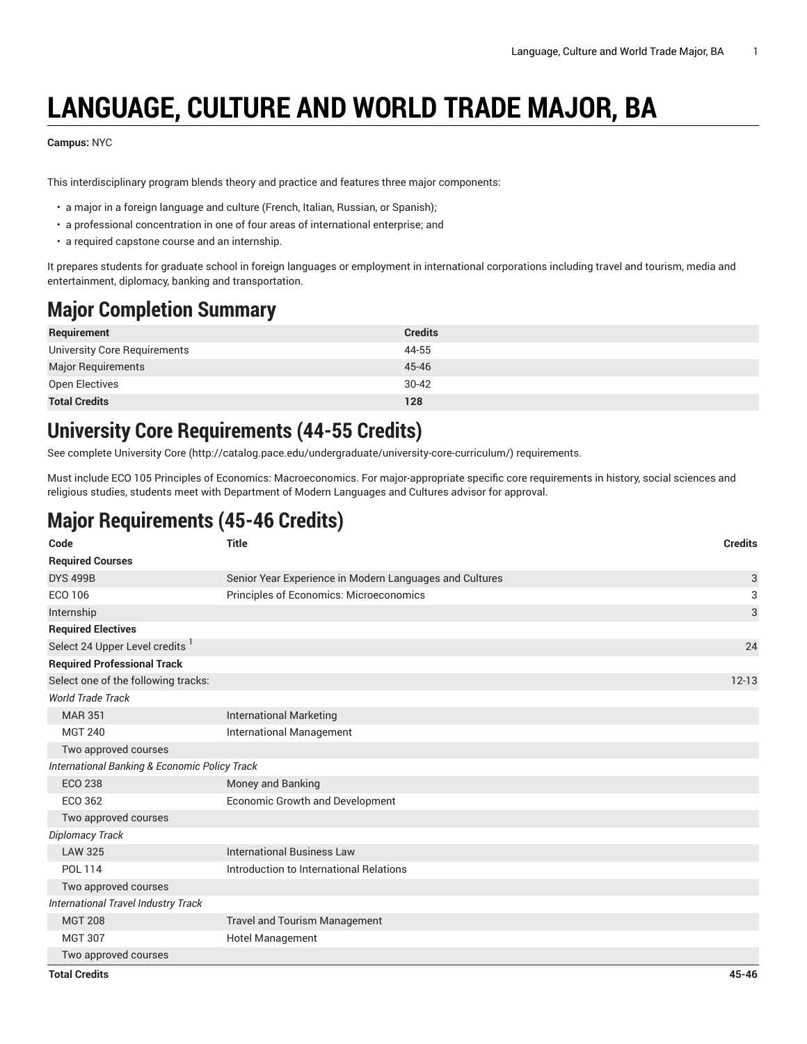# LANGUAGE, CULTURE AND WORLD TRADE MAJOR, BA

**Campus:** NYC

This interdisciplinary program blends theory and practice and features three major components:

- a major in a foreign language and culture (French, Italian, Russian, or Spanish);
- a professional concentration in one of four areas of international enterprise; and
- a required capstone course and an internship.

It prepares students for graduate school in foreign languages or employment in international corporations including travel and tourism, media and entertainment, diplomacy, banking and transportation.

## Major Completion Summary

| Requirement | Credits |
|---|---|
| University Core Requirements | 44-55 |
| Major Requirements | 45-46 |
| Open Electives | 30-42 |
| **Total Credits** | **128** |

## University Core Requirements (44-55 Credits)

See complete University Core (http://catalog.pace.edu/undergraduate/university-core-curriculum/) requirements.

Must include ECO 105 Principles of Economics: Macroeconomics. For major-appropriate specific core requirements in history, social sciences and religious studies, students meet with Department of Modern Languages and Cultures advisor for approval.

## Major Requirements (45-46 Credits)

| Code | Title | Credits |
|---|---|---|
| **Required Courses** | | |
| DYS 499B | Senior Year Experience in Modern Languages and Cultures | 3 |
| ECO 106 | Principles of Economics: Microeconomics | 3 |
| Internship | | 3 |
| **Required Electives** | | |
| Select 24 Upper Level credits [1] | | 24 |
| **Required Professional Track** | | |
| Select one of the following tracks: | | 12-13 |
| *World Trade Track* | | |
| MAR 351 | International Marketing | |
| MGT 240 | International Management | |
| Two approved courses | | |
| *International Banking & Economic Policy Track* | | |
| ECO 238 | Money and Banking | |
| ECO 362 | Economic Growth and Development | |
| Two approved courses | | |
| *Diplomacy Track* | | |
| LAW 325 | International Business Law | |
| POL 114 | Introduction to International Relations | |
| Two approved courses | | |
| *International Travel Industry Track* | | |
| MGT 208 | Travel and Tourism Management | |
| MGT 307 | Hotel Management | |
| Two approved courses | | |
| **Total Credits** | | **45-46** |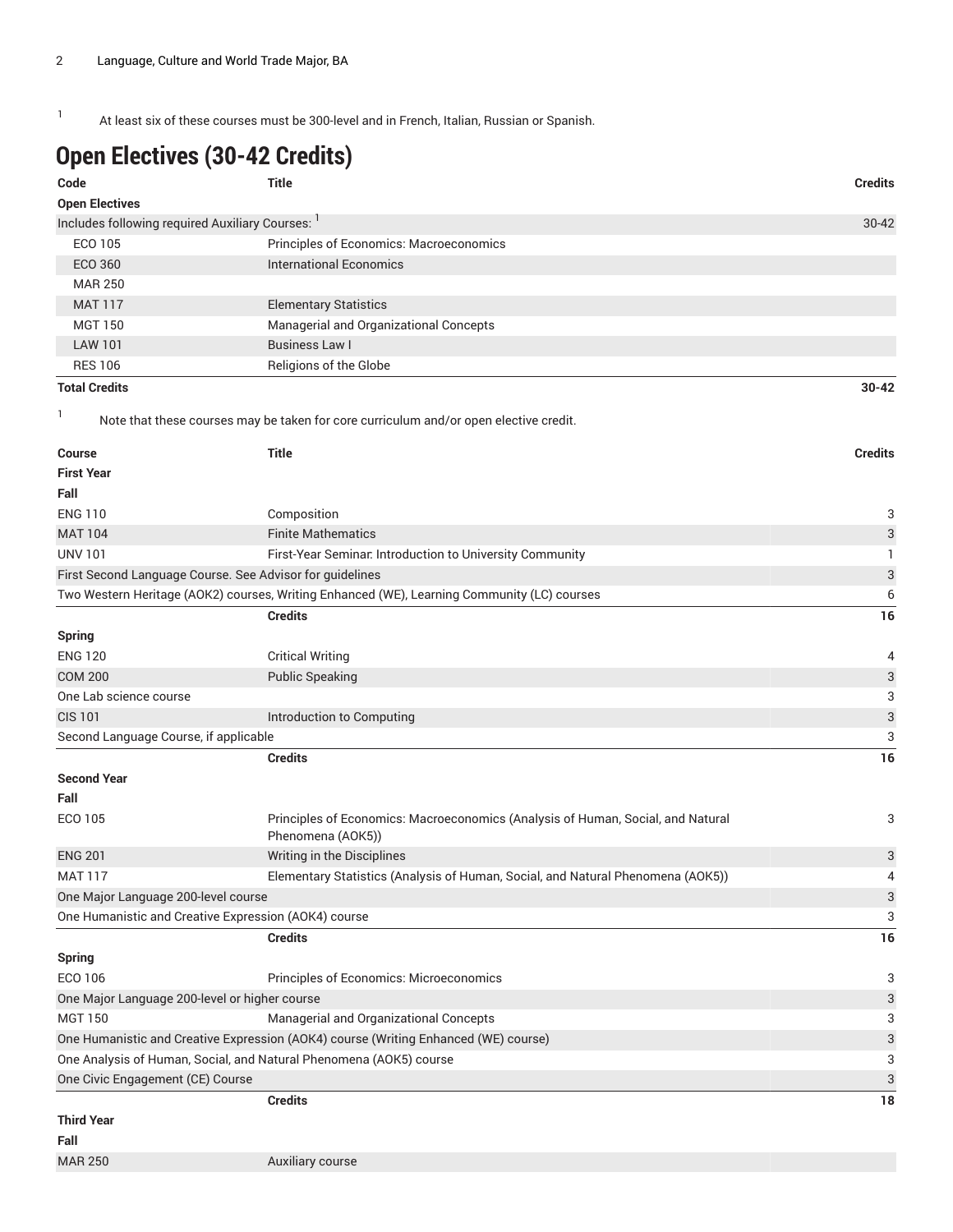[1] At least six of these courses must be 300-level and in French, Italian, Russian or Spanish.

## Open Electives (30-42 Credits)

| Code | Title | Credits |
|---|---|---|
| **Open Electives** | | |
| Includes following required Auxiliary Courses: [1] | | 30-42 |
| ECO 105 | Principles of Economics: Macroeconomics | |
| ECO 360 | International Economics | |
| MAR 250 | | |
| MAT 117 | Elementary Statistics | |
| MGT 150 | Managerial and Organizational Concepts | |
| LAW 101 | Business Law I | |
| RES 106 | Religions of the Globe | |
| **Total Credits** | | **30-42** |

[1] Note that these courses may be taken for core curriculum and/or open elective credit.

| Course | Title | Credits |
|---|---|---|
| **First Year** | | |
| **Fall** | | |
| ENG 110 | Composition | 3 |
| MAT 104 | Finite Mathematics | 3 |
| UNV 101 | First-Year Seminar: Introduction to University Community | 1 |
| First Second Language Course. See Advisor for guidelines | | 3 |
| Two Western Heritage (AOK2) courses, Writing Enhanced (WE), Learning Community (LC) courses | | 6 |
| | **Credits** | **16** |
| **Spring** | | |
| ENG 120 | Critical Writing | 4 |
| COM 200 | Public Speaking | 3 |
| One Lab science course | | 3 |
| CIS 101 | Introduction to Computing | 3 |
| Second Language Course, if applicable | | 3 |
| | **Credits** | **16** |
| **Second Year** | | |
| **Fall** | | |
| ECO 105 | Principles of Economics: Macroeconomics (Analysis of Human, Social, and Natural Phenomena (AOK5)) | 3 |
| ENG 201 | Writing in the Disciplines | 3 |
| MAT 117 | Elementary Statistics (Analysis of Human, Social, and Natural Phenomena (AOK5)) | 4 |
| One Major Language 200-level course | | 3 |
| One Humanistic and Creative Expression (AOK4) course | | 3 |
| | **Credits** | **16** |
| **Spring** | | |
| ECO 106 | Principles of Economics: Microeconomics | 3 |
| One Major Language 200-level or higher course | | 3 |
| MGT 150 | Managerial and Organizational Concepts | 3 |
| One Humanistic and Creative Expression (AOK4) course (Writing Enhanced (WE) course) | | 3 |
| One Analysis of Human, Social, and Natural Phenomena (AOK5) course | | 3 |
| One Civic Engagement (CE) Course | | 3 |
| | **Credits** | **18** |
| **Third Year** | | |
| **Fall** | | |
| MAR 250 | Auxiliary course | |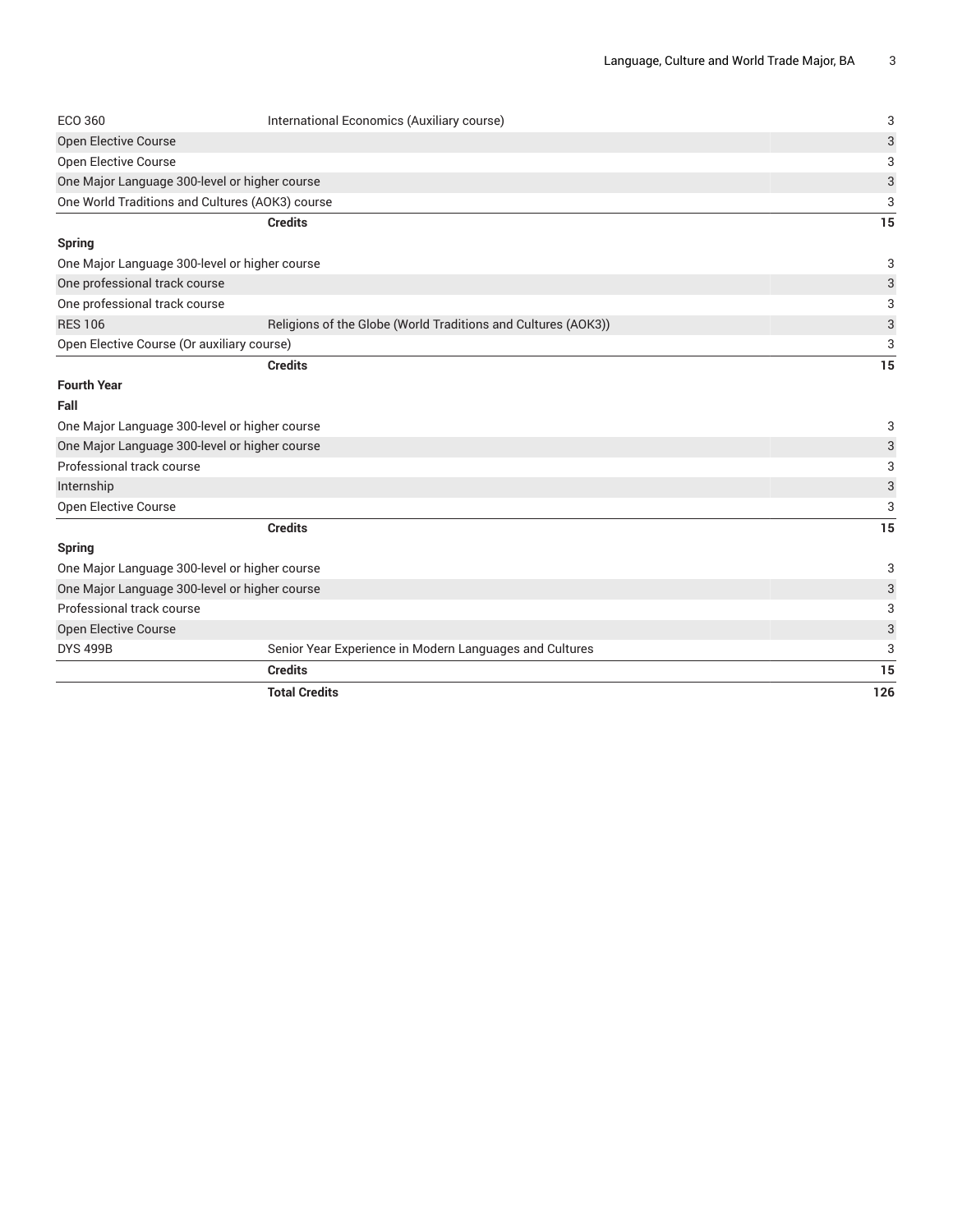| | | |
|---|---|---|
| ECO 360 | International Economics (Auxiliary course) | 3 |
| Open Elective Course | | 3 |
| Open Elective Course | | 3 |
| One Major Language 300-level or higher course | | 3 |
| One World Traditions and Cultures (AOK3) course | | 3 |
| | **Credits** | **15** |
| **Spring** | | |
| One Major Language 300-level or higher course | | 3 |
| One professional track course | | 3 |
| One professional track course | | 3 |
| RES 106 | Religions of the Globe (World Traditions and Cultures (AOK3)) | 3 |
| Open Elective Course (Or auxiliary course) | | 3 |
| | **Credits** | **15** |
| **Fourth Year** | | |
| **Fall** | | |
| One Major Language 300-level or higher course | | 3 |
| One Major Language 300-level or higher course | | 3 |
| Professional track course | | 3 |
| Internship | | 3 |
| Open Elective Course | | 3 |
| | **Credits** | **15** |
| **Spring** | | |
| One Major Language 300-level or higher course | | 3 |
| One Major Language 300-level or higher course | | 3 |
| Professional track course | | 3 |
| Open Elective Course | | 3 |
| DYS 499B | Senior Year Experience in Modern Languages and Cultures | 3 |
| | **Credits** | **15** |
| | **Total Credits** | **126** |